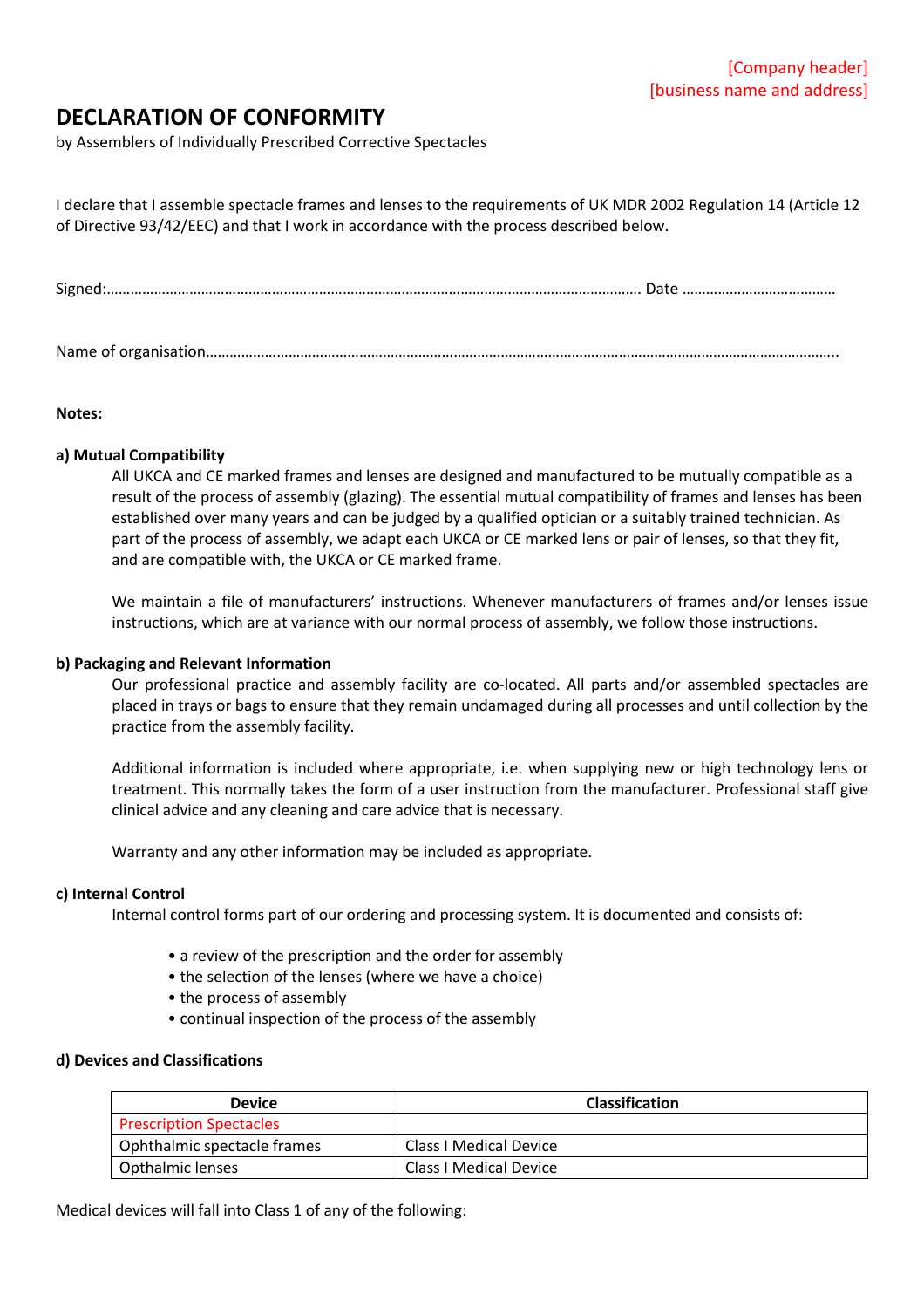[Company header]
[business name and address]

# DECLARATION OF CONFORMITY

by Assemblers of Individually Prescribed Corrective Spectacles

I declare that I assemble spectacle frames and lenses to the requirements of UK MDR 2002 Regulation 14 (Article 12 of Directive 93/42/EEC) and that I work in accordance with the process described below.

Signed:……………………………………………………………………………………………………………………… Date …………………………………

Name of organisation…………………………………………………………………………………………………………………………………………..

**Notes:**

**a) Mutual Compatibility**

All UKCA and CE marked frames and lenses are designed and manufactured to be mutually compatible as a result of the process of assembly (glazing). The essential mutual compatibility of frames and lenses has been established over many years and can be judged by a qualified optician or a suitably trained technician. As part of the process of assembly, we adapt each UKCA or CE marked lens or pair of lenses, so that they fit, and are compatible with, the UKCA or CE marked frame.

We maintain a file of manufacturers' instructions. Whenever manufacturers of frames and/or lenses issue instructions, which are at variance with our normal process of assembly, we follow those instructions.

**b) Packaging and Relevant Information**

Our professional practice and assembly facility are co-located. All parts and/or assembled spectacles are placed in trays or bags to ensure that they remain undamaged during all processes and until collection by the practice from the assembly facility.

Additional information is included where appropriate, i.e. when supplying new or high technology lens or treatment. This normally takes the form of a user instruction from the manufacturer. Professional staff give clinical advice and any cleaning and care advice that is necessary.

Warranty and any other information may be included as appropriate.

**c) Internal Control**

Internal control forms part of our ordering and processing system. It is documented and consists of:

- a review of the prescription and the order for assembly
- the selection of the lenses (where we have a choice)
- the process of assembly
- continual inspection of the process of the assembly

**d) Devices and Classifications**

| Device | Classification |
|---|---|
| Prescription Spectacles | |
| Ophthalmic spectacle frames | Class I Medical Device |
| Opthalmic lenses | Class I Medical Device |

Medical devices will fall into Class 1 of any of the following: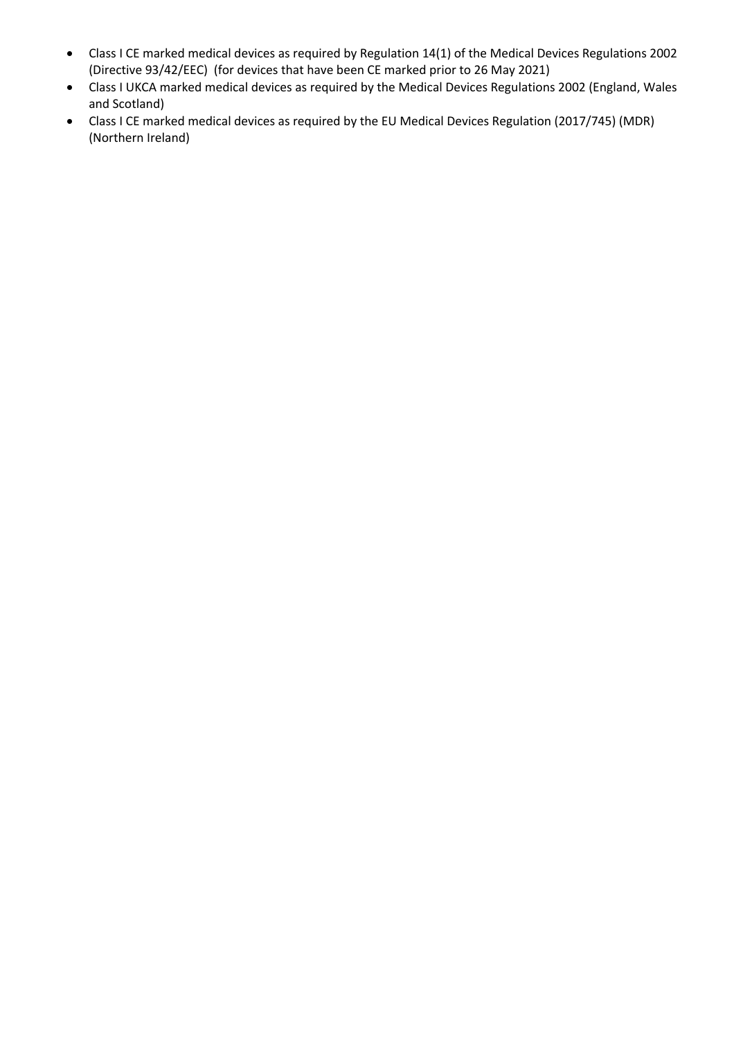- Class I CE marked medical devices as required by Regulation 14(1) of the Medical Devices Regulations 2002 (Directive 93/42/EEC) (for devices that have been CE marked prior to 26 May 2021)
- Class I UKCA marked medical devices as required by the Medical Devices Regulations 2002 (England, Wales and Scotland)
- Class I CE marked medical devices as required by the EU Medical Devices Regulation (2017/745) (MDR) (Northern Ireland)